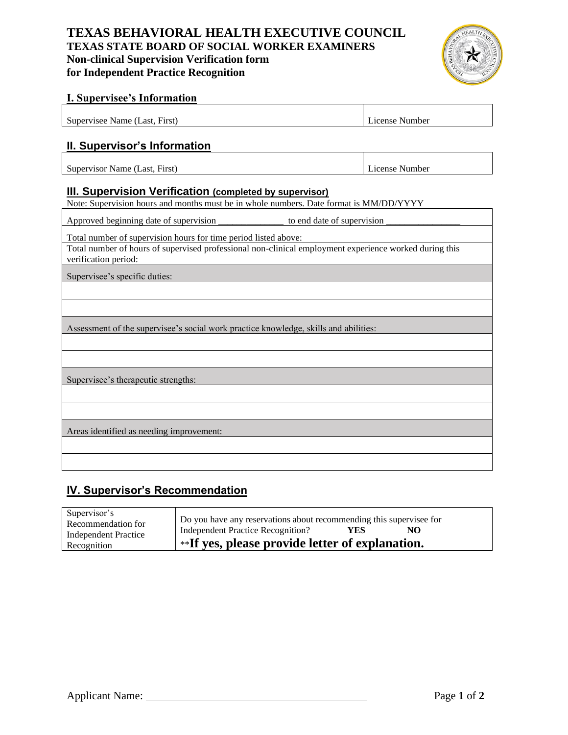# TEXAS BEHAVIORAL HEALTH EXECUTIVE COUNCIL
## TEXAS STATE BOARD OF SOCIAL WORKER EXAMINERS
### Non-clinical Supervision Verification form for Independent Practice Recognition

## I. Supervisee's Information

| Supervisee Name (Last, First) | License Number |
|---|---|

## II. Supervisor's Information

| Supervisor Name (Last, First) | License Number |
|---|---|

## III. Supervision Verification (completed by supervisor)

Note: Supervision hours and months must be in whole numbers. Date format is MM/DD/YYYY

| |
|---|
| Approved beginning date of supervision ______________ to end date of supervision ________________ |
| Total number of supervision hours for time period listed above: |
| Total number of hours of supervised professional non-clinical employment experience worked during this verification period: |
| Supervisee's specific duties: |
| |
| |
| Assessment of the supervisee's social work practice knowledge, skills and abilities: |
| |
| |
| Supervisee's therapeutic strengths: |
| |
| |
| Areas identified as needing improvement: |
| |
| |

## IV. Supervisor's Recommendation

| Supervisor's Recommendation for Independent Practice Recognition | Do you have any reservations about recommending this supervisee for Independent Practice Recognition? **YES** **NO**<br>\*\***If yes, please provide letter of explanation.** |
|---|---|

Applicant Name: ________________________________________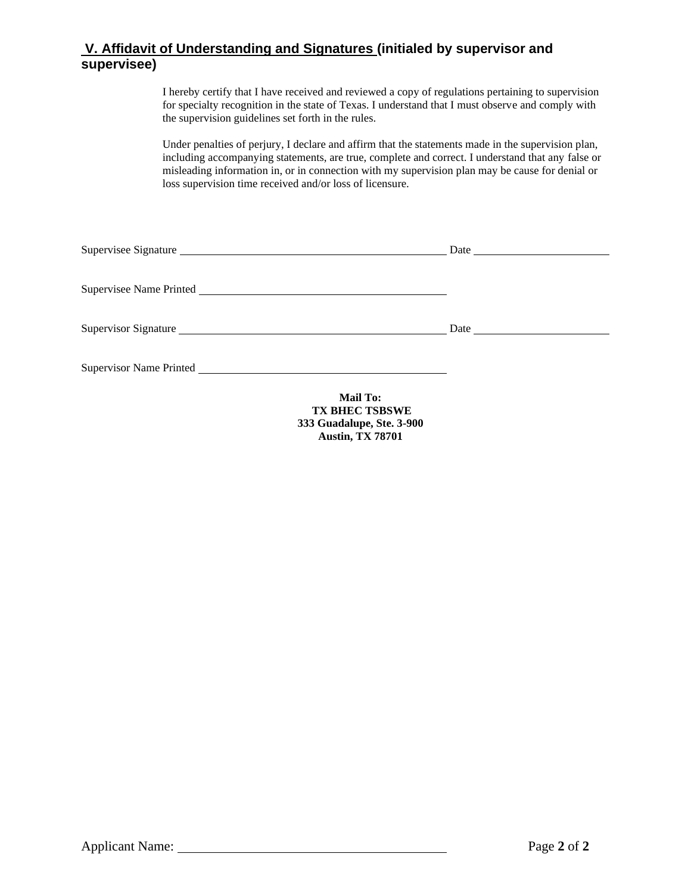## V. Affidavit of Understanding and Signatures (initialed by supervisor and supervisee)

I hereby certify that I have received and reviewed a copy of regulations pertaining to supervision for specialty recognition in the state of Texas. I understand that I must observe and comply with the supervision guidelines set forth in the rules.

Under penalties of perjury, I declare and affirm that the statements made in the supervision plan, including accompanying statements, are true, complete and correct. I understand that any false or misleading information in, or in connection with my supervision plan may be cause for denial or loss supervision time received and/or loss of licensure.

Supervisee Signature ______________________________ Date ______________

Supervisee Name Printed ______________________________

Supervisor Signature ______________________________ Date ______________

Supervisor Name Printed ______________________________

**Mail To:**
**TX BHEC TSBSWE**
**333 Guadalupe, Ste. 3-900**
**Austin, TX 78701**

Applicant Name: ______________________________